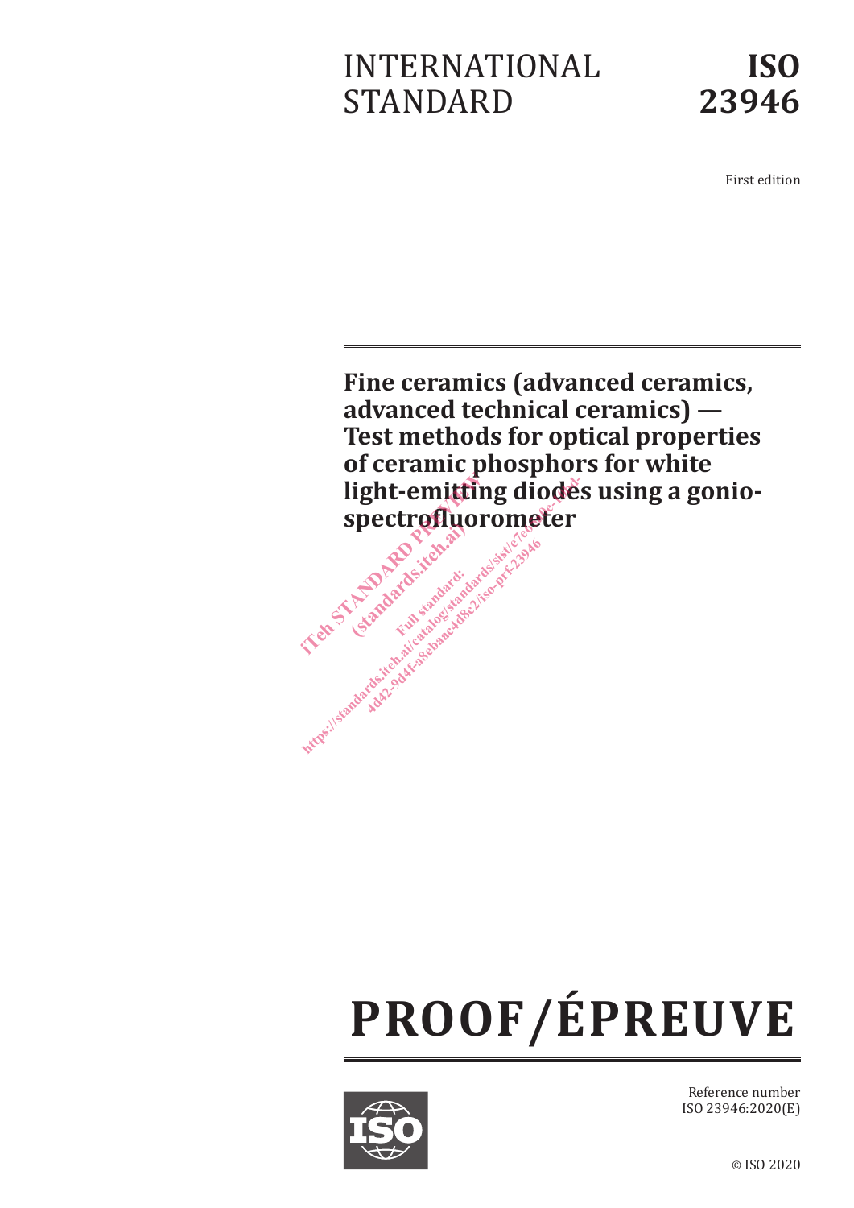# INTERNATIONAL STANDARD

# ISO 23946

First edition

## Fine ceramics (advanced ceramics, advanced technical ceramics) — Test methods for optical properties of ceramic phosphors for white light-emitting diodes using a gonio-spectrofluorometer

# PROOF/ÉPREUVE

Reference number
ISO 23946:2020(E)

© ISO 2020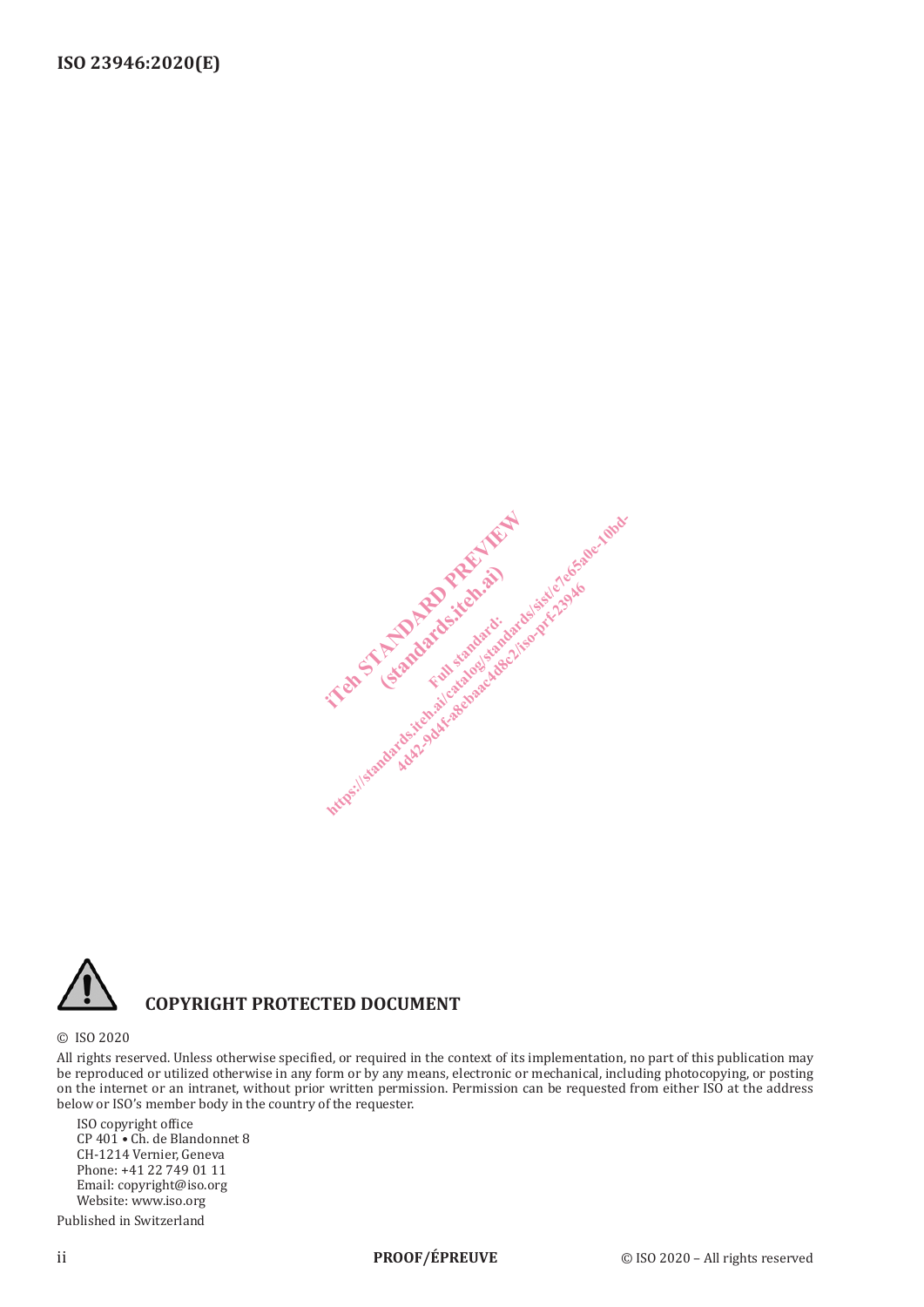**COPYRIGHT PROTECTED DOCUMENT**

© ISO 2020

All rights reserved. Unless otherwise specified, or required in the context of its implementation, no part of this publication may be reproduced or utilized otherwise in any form or by any means, electronic or mechanical, including photocopying, or posting on the internet or an intranet, without prior written permission. Permission can be requested from either ISO at the address below or ISO's member body in the country of the requester.

ISO copyright office
CP 401 • Ch. de Blandonnet 8
CH-1214 Vernier, Geneva
Phone: +41 22 749 01 11
Email: copyright@iso.org
Website: www.iso.org

Published in Switzerland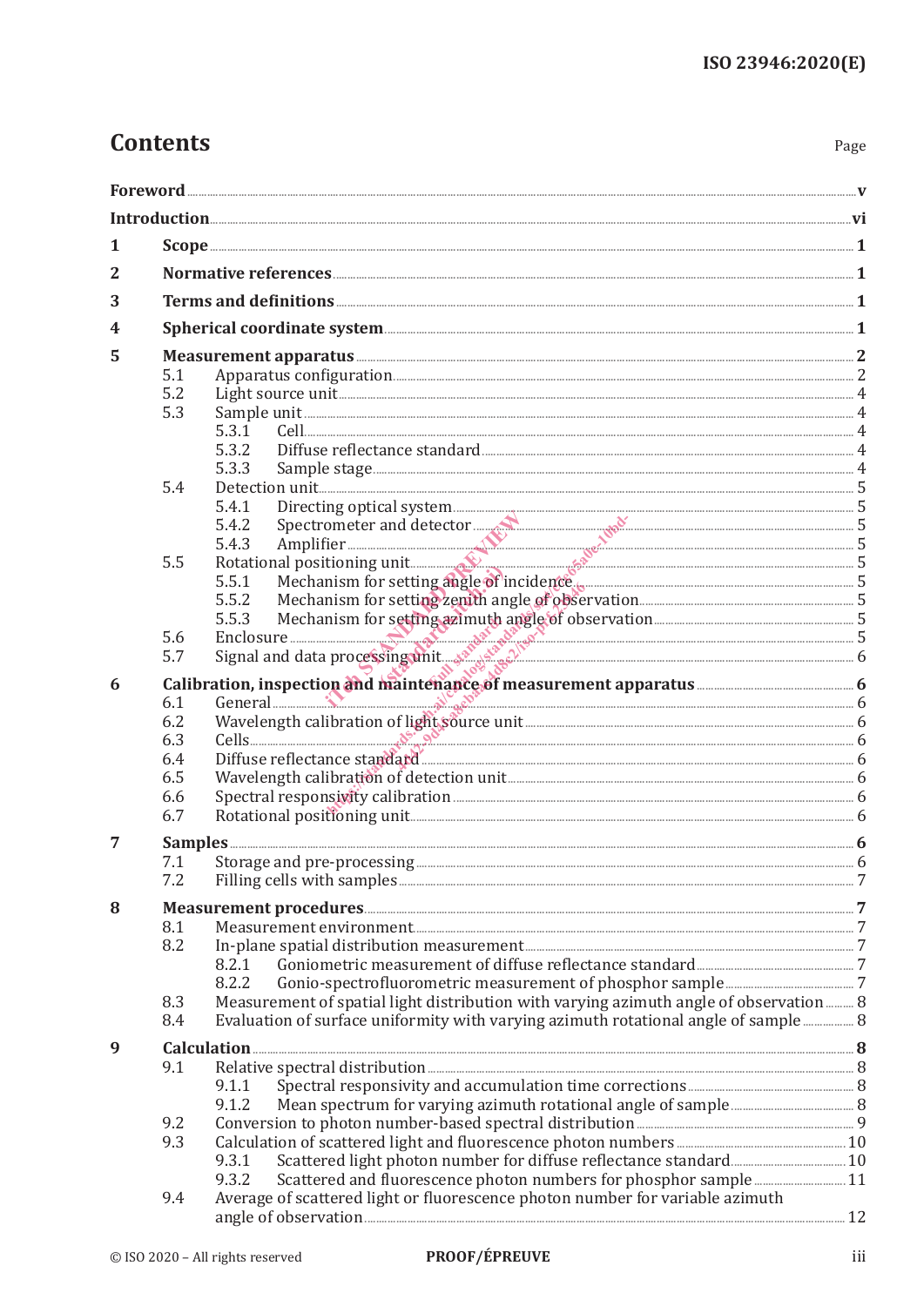# Contents

Page

**Foreword** .......... v

**Introduction** .......... vi

**1 Scope** .......... 1

**2 Normative references** .......... 1

**3 Terms and definitions** .......... 1

**4 Spherical coordinate system** .......... 1

**5 Measurement apparatus** .......... 2

- 5.1 Apparatus configuration .......... 2
- 5.2 Light source unit .......... 4
- 5.3 Sample unit .......... 4
  - 5.3.1 Cell .......... 4
  - 5.3.2 Diffuse reflectance standard .......... 4
  - 5.3.3 Sample stage .......... 4
- 5.4 Detection unit .......... 5
  - 5.4.1 Directing optical system .......... 5
  - 5.4.2 Spectrometer and detector .......... 5
  - 5.4.3 Amplifier .......... 5
- 5.5 Rotational positioning unit .......... 5
  - 5.5.1 Mechanism for setting angle of incidence .......... 5
  - 5.5.2 Mechanism for setting zenith angle of observation .......... 5
  - 5.5.3 Mechanism for setting azimuth angle of observation .......... 5
- 5.6 Enclosure .......... 5
- 5.7 Signal and data processing unit .......... 6

**6 Calibration, inspection and maintenance of measurement apparatus** .......... 6

- 6.1 General .......... 6
- 6.2 Wavelength calibration of light source unit .......... 6
- 6.3 Cells .......... 6
- 6.4 Diffuse reflectance standard .......... 6
- 6.5 Wavelength calibration of detection unit .......... 6
- 6.6 Spectral responsivity calibration .......... 6
- 6.7 Rotational positioning unit .......... 6

**7 Samples** .......... 6

- 7.1 Storage and pre-processing .......... 6
- 7.2 Filling cells with samples .......... 7

**8 Measurement procedures** .......... 7

- 8.1 Measurement environment .......... 7
- 8.2 In-plane spatial distribution measurement .......... 7
  - 8.2.1 Goniometric measurement of diffuse reflectance standard .......... 7
  - 8.2.2 Gonio-spectrofluorometric measurement of phosphor sample .......... 7
- 8.3 Measurement of spatial light distribution with varying azimuth angle of observation .......... 8
- 8.4 Evaluation of surface uniformity with varying azimuth rotational angle of sample .......... 8

**9 Calculation** .......... 8

- 9.1 Relative spectral distribution .......... 8
  - 9.1.1 Spectral responsivity and accumulation time corrections .......... 8
  - 9.1.2 Mean spectrum for varying azimuth rotational angle of sample .......... 8
- 9.2 Conversion to photon number-based spectral distribution .......... 9
- 9.3 Calculation of scattered light and fluorescence photon numbers .......... 10
  - 9.3.1 Scattered light photon number for diffuse reflectance standard .......... 10
  - 9.3.2 Scattered and fluorescence photon numbers for phosphor sample .......... 11
- 9.4 Average of scattered light or fluorescence photon number for variable azimuth angle of observation .......... 12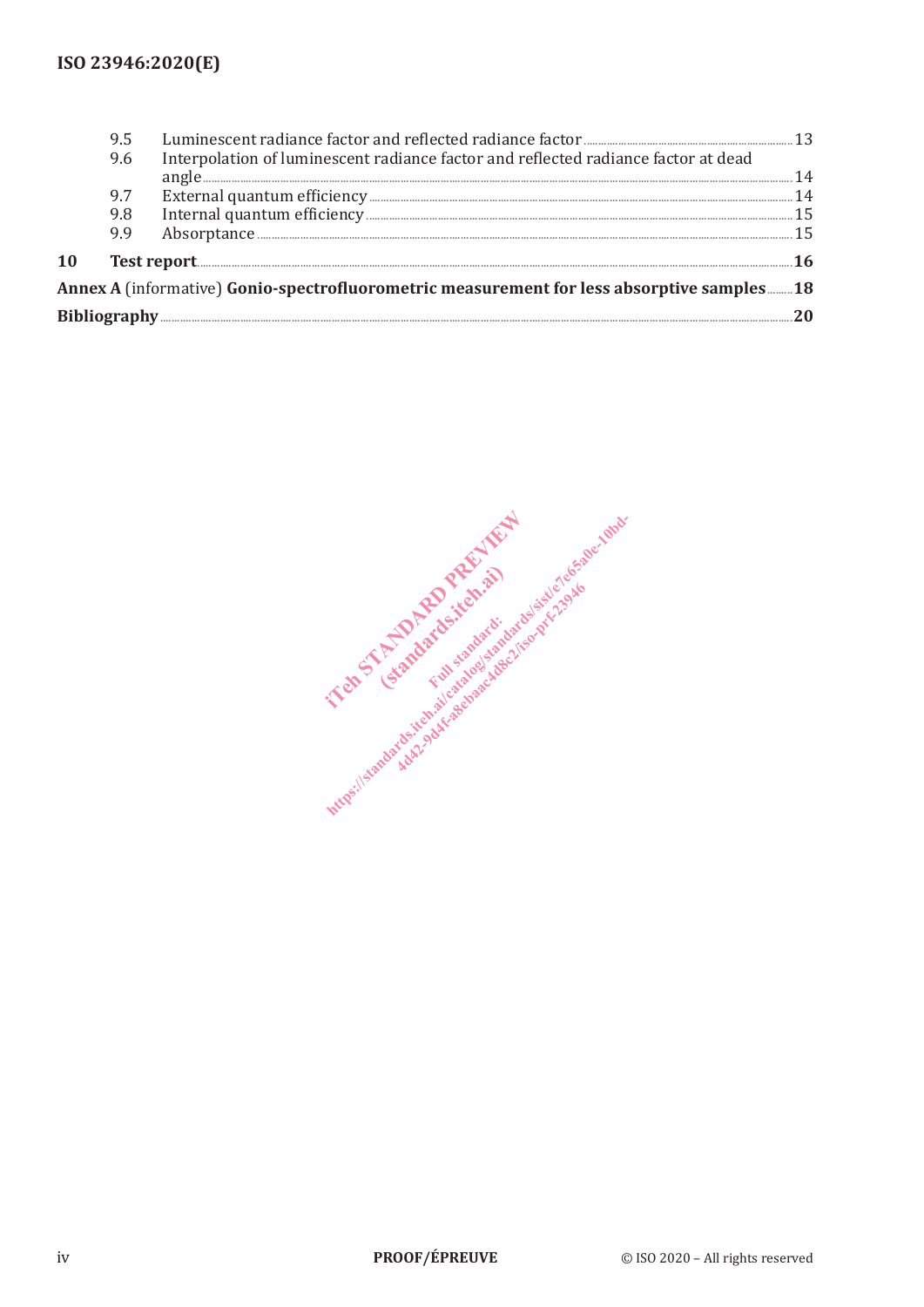9.5 Luminescent radiance factor and reflected radiance factor ..... 13

9.6 Interpolation of luminescent radiance factor and reflected radiance factor at dead angle ..... 14

9.7 External quantum efficiency ..... 14

9.8 Internal quantum efficiency ..... 15

9.9 Absorptance ..... 15

**10 Test report ..... 16**

**Annex A** (informative) **Gonio-spectrofluorometric measurement for less absorptive samples ..... 18**

**Bibliography ..... 20**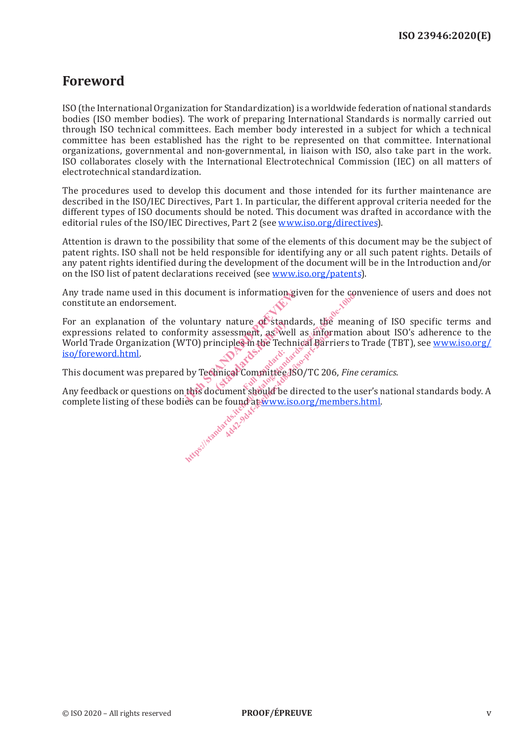# Foreword

ISO (the International Organization for Standardization) is a worldwide federation of national standards bodies (ISO member bodies). The work of preparing International Standards is normally carried out through ISO technical committees. Each member body interested in a subject for which a technical committee has been established has the right to be represented on that committee. International organizations, governmental and non-governmental, in liaison with ISO, also take part in the work. ISO collaborates closely with the International Electrotechnical Commission (IEC) on all matters of electrotechnical standardization.

The procedures used to develop this document and those intended for its further maintenance are described in the ISO/IEC Directives, Part 1. In particular, the different approval criteria needed for the different types of ISO documents should be noted. This document was drafted in accordance with the editorial rules of the ISO/IEC Directives, Part 2 (see www.iso.org/directives).

Attention is drawn to the possibility that some of the elements of this document may be the subject of patent rights. ISO shall not be held responsible for identifying any or all such patent rights. Details of any patent rights identified during the development of the document will be in the Introduction and/or on the ISO list of patent declarations received (see www.iso.org/patents).

Any trade name used in this document is information given for the convenience of users and does not constitute an endorsement.

For an explanation of the voluntary nature of standards, the meaning of ISO specific terms and expressions related to conformity assessment, as well as information about ISO's adherence to the World Trade Organization (WTO) principles in the Technical Barriers to Trade (TBT), see www.iso.org/iso/foreword.html.

This document was prepared by Technical Committee ISO/TC 206, *Fine ceramics*.

Any feedback or questions on this document should be directed to the user's national standards body. A complete listing of these bodies can be found at www.iso.org/members.html.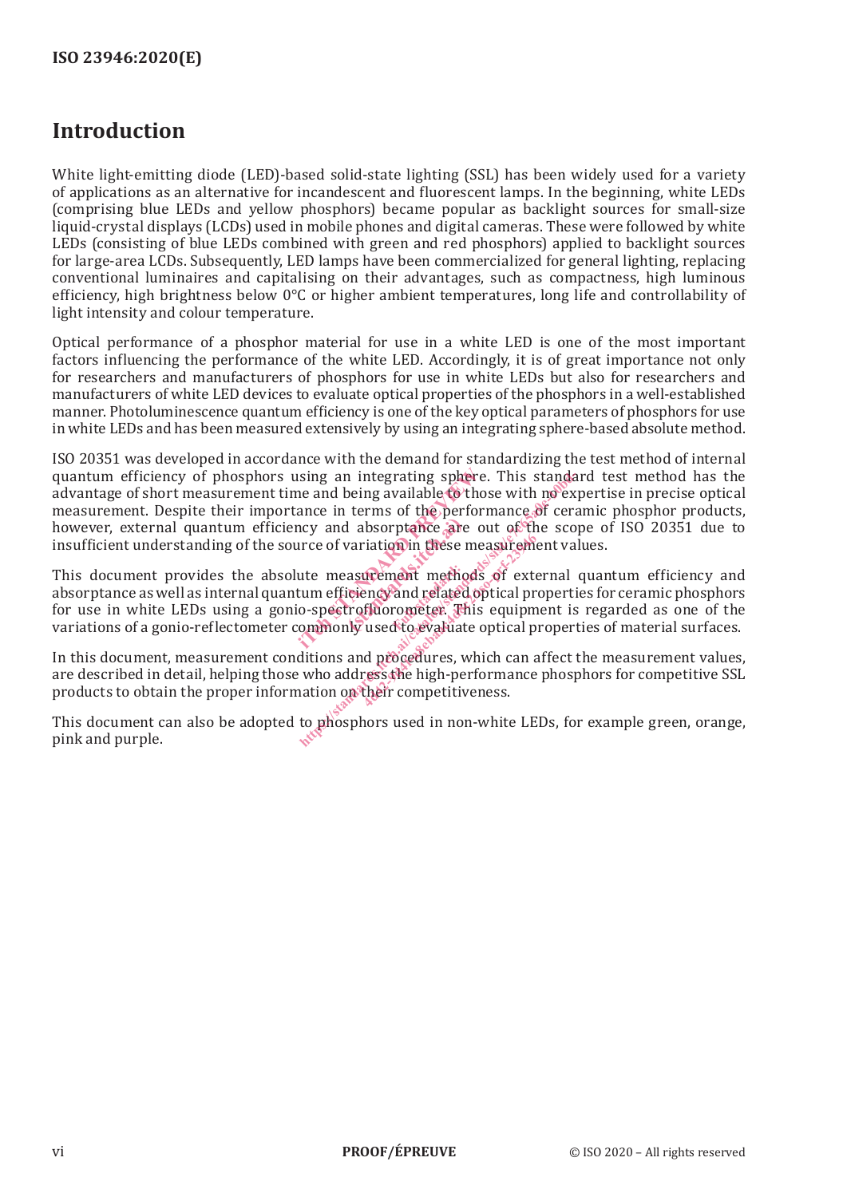# Introduction

White light-emitting diode (LED)-based solid-state lighting (SSL) has been widely used for a variety of applications as an alternative for incandescent and fluorescent lamps. In the beginning, white LEDs (comprising blue LEDs and yellow phosphors) became popular as backlight sources for small-size liquid-crystal displays (LCDs) used in mobile phones and digital cameras. These were followed by white LEDs (consisting of blue LEDs combined with green and red phosphors) applied to backlight sources for large-area LCDs. Subsequently, LED lamps have been commercialized for general lighting, replacing conventional luminaires and capitalising on their advantages, such as compactness, high luminous efficiency, high brightness below 0°C or higher ambient temperatures, long life and controllability of light intensity and colour temperature.

Optical performance of a phosphor material for use in a white LED is one of the most important factors influencing the performance of the white LED. Accordingly, it is of great importance not only for researchers and manufacturers of phosphors for use in white LEDs but also for researchers and manufacturers of white LED devices to evaluate optical properties of the phosphors in a well-established manner. Photoluminescence quantum efficiency is one of the key optical parameters of phosphors for use in white LEDs and has been measured extensively by using an integrating sphere-based absolute method.

ISO 20351 was developed in accordance with the demand for standardizing the test method of internal quantum efficiency of phosphors using an integrating sphere. This standard test method has the advantage of short measurement time and being available to those with no expertise in precise optical measurement. Despite their importance in terms of the performance of ceramic phosphor products, however, external quantum efficiency and absorptance are out of the scope of ISO 20351 due to insufficient understanding of the source of variation in these measurement values.

This document provides the absolute measurement methods of external quantum efficiency and absorptance as well as internal quantum efficiency and related optical properties for ceramic phosphors for use in white LEDs using a gonio-spectrofluorometer. This equipment is regarded as one of the variations of a gonio-reflectometer commonly used to evaluate optical properties of material surfaces.

In this document, measurement conditions and procedures, which can affect the measurement values, are described in detail, helping those who address the high-performance phosphors for competitive SSL products to obtain the proper information on their competitiveness.

This document can also be adopted to phosphors used in non-white LEDs, for example green, orange, pink and purple.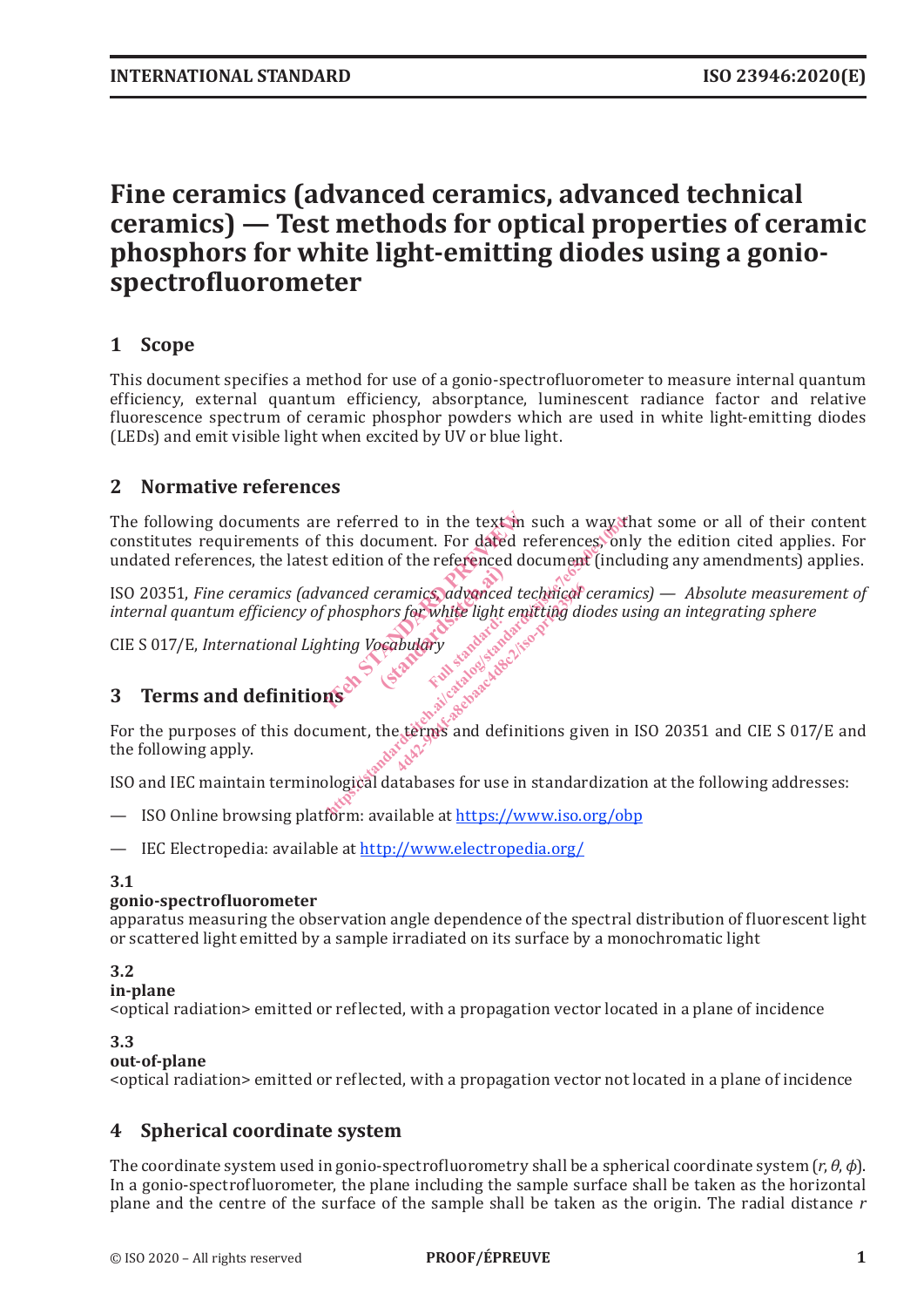# Fine ceramics (advanced ceramics, advanced technical ceramics) — Test methods for optical properties of ceramic phosphors for white light-emitting diodes using a gonio-spectrofluorometer

## 1 Scope

This document specifies a method for use of a gonio-spectrofluorometer to measure internal quantum efficiency, external quantum efficiency, absorptance, luminescent radiance factor and relative fluorescence spectrum of ceramic phosphor powders which are used in white light-emitting diodes (LEDs) and emit visible light when excited by UV or blue light.

## 2 Normative references

The following documents are referred to in the text in such a way that some or all of their content constitutes requirements of this document. For dated references, only the edition cited applies. For undated references, the latest edition of the referenced document (including any amendments) applies.

ISO 20351, *Fine ceramics (advanced ceramics, advanced technical ceramics) — Absolute measurement of internal quantum efficiency of phosphors for white light emitting diodes using an integrating sphere*

CIE S 017/E, *International Lighting Vocabulary*

## 3 Terms and definitions

For the purposes of this document, the terms and definitions given in ISO 20351 and CIE S 017/E and the following apply.

ISO and IEC maintain terminological databases for use in standardization at the following addresses:

— ISO Online browsing platform: available at https://www.iso.org/obp

— IEC Electropedia: available at http://www.electropedia.org/

### 3.1
**gonio-spectrofluorometer**
apparatus measuring the observation angle dependence of the spectral distribution of fluorescent light or scattered light emitted by a sample irradiated on its surface by a monochromatic light

### 3.2
**in-plane**
<optical radiation> emitted or reflected, with a propagation vector located in a plane of incidence

### 3.3
**out-of-plane**
<optical radiation> emitted or reflected, with a propagation vector not located in a plane of incidence

## 4 Spherical coordinate system

The coordinate system used in gonio-spectrofluorometry shall be a spherical coordinate system ($r$, $\theta$, $\phi$). In a gonio-spectrofluorometer, the plane including the sample surface shall be taken as the horizontal plane and the centre of the surface of the sample shall be taken as the origin. The radial distance $r$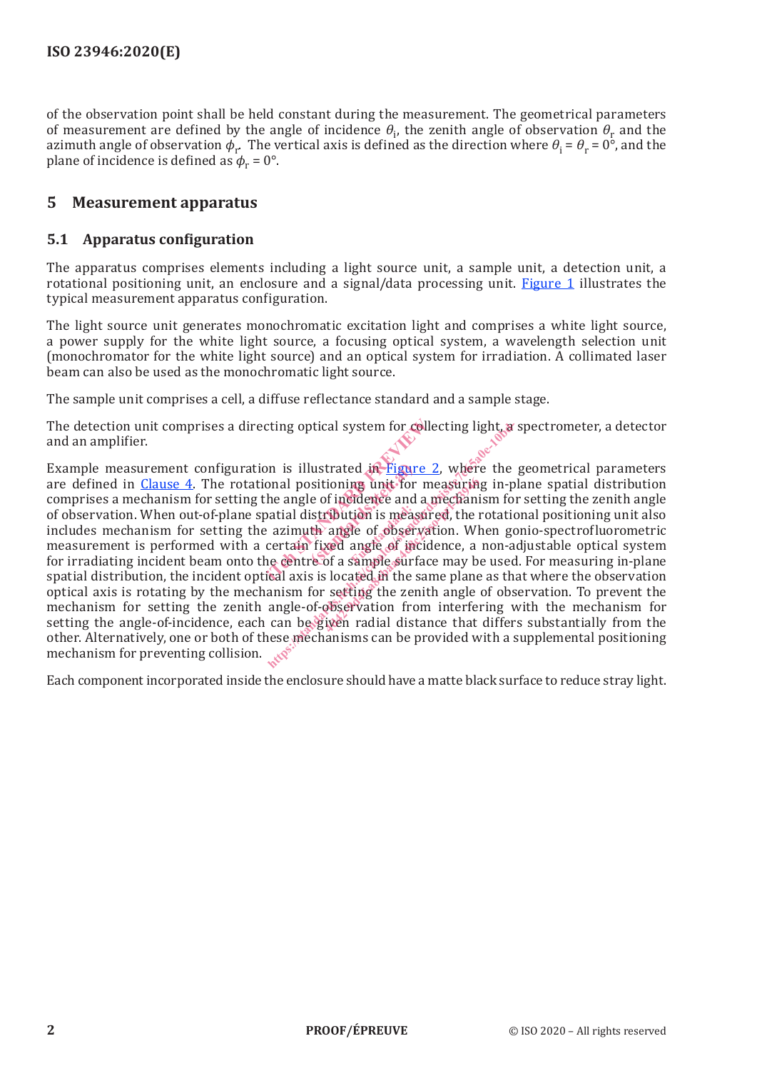of the observation point shall be held constant during the measurement. The geometrical parameters of measurement are defined by the angle of incidence $\theta_i$, the zenith angle of observation $\theta_r$ and the azimuth angle of observation $\phi_r$. The vertical axis is defined as the direction where $\theta_i = \theta_r = 0°$, and the plane of incidence is defined as $\phi_r = 0°$.

## 5 Measurement apparatus

### 5.1 Apparatus configuration

The apparatus comprises elements including a light source unit, a sample unit, a detection unit, a rotational positioning unit, an enclosure and a signal/data processing unit. Figure 1 illustrates the typical measurement apparatus configuration.

The light source unit generates monochromatic excitation light and comprises a white light source, a power supply for the white light source, a focusing optical system, a wavelength selection unit (monochromator for the white light source) and an optical system for irradiation. A collimated laser beam can also be used as the monochromatic light source.

The sample unit comprises a cell, a diffuse reflectance standard and a sample stage.

The detection unit comprises a directing optical system for collecting light, a spectrometer, a detector and an amplifier.

Example measurement configuration is illustrated in Figure 2, where the geometrical parameters are defined in Clause 4. The rotational positioning unit for measuring in-plane spatial distribution comprises a mechanism for setting the angle of incidence and a mechanism for setting the zenith angle of observation. When out-of-plane spatial distribution is measured, the rotational positioning unit also includes mechanism for setting the azimuth angle of observation. When gonio-spectrofluorometric measurement is performed with a certain fixed angle of incidence, a non-adjustable optical system for irradiating incident beam onto the centre of a sample surface may be used. For measuring in-plane spatial distribution, the incident optical axis is located in the same plane as that where the observation optical axis is rotating by the mechanism for setting the zenith angle of observation. To prevent the mechanism for setting the zenith angle-of-observation from interfering with the mechanism for setting the angle-of-incidence, each can be given radial distance that differs substantially from the other. Alternatively, one or both of these mechanisms can be provided with a supplemental positioning mechanism for preventing collision.

Each component incorporated inside the enclosure should have a matte black surface to reduce stray light.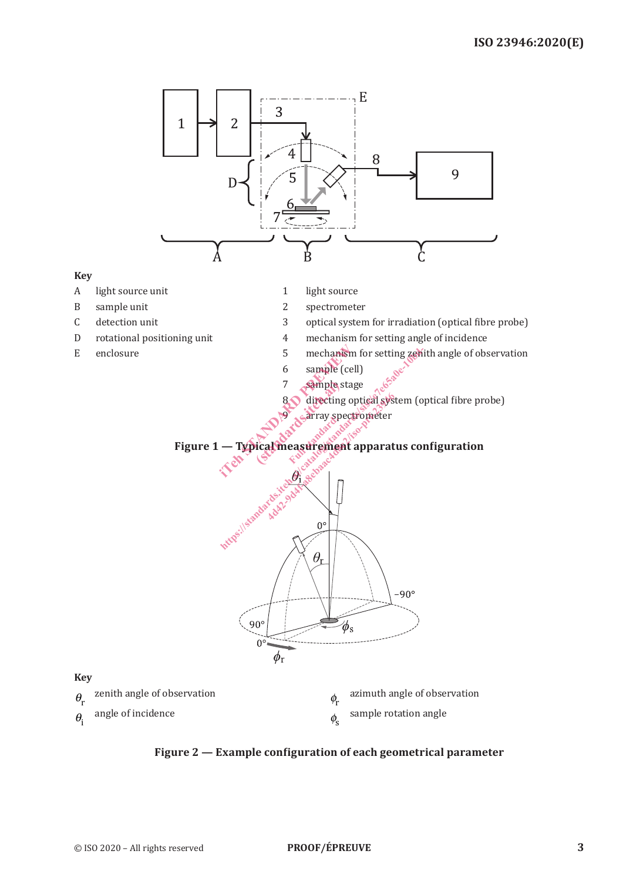**Key**

A light source unit

B sample unit

C detection unit

D rotational positioning unit

E enclosure

1 light source

2 spectrometer

3 optical system for irradiation (optical fibre probe)

4 mechanism for setting angle of incidence

5 mechanism for setting zenith angle of observation

6 sample (cell)

7 sample stage

8 directing optical system (optical fibre probe)

9 array spectrometer

**Figure 1 — Typical measurement apparatus configuration**

**Key**

$\theta_r$ zenith angle of observation

$\theta_i$ angle of incidence

$\phi_r$ azimuth angle of observation

$\phi_s$ sample rotation angle

**Figure 2 — Example configuration of each geometrical parameter**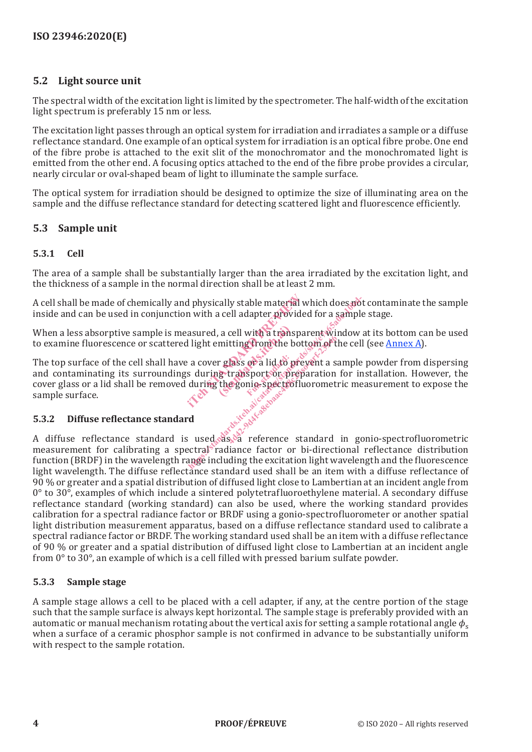## 5.2 Light source unit

The spectral width of the excitation light is limited by the spectrometer. The half-width of the excitation light spectrum is preferably 15 nm or less.

The excitation light passes through an optical system for irradiation and irradiates a sample or a diffuse reflectance standard. One example of an optical system for irradiation is an optical fibre probe. One end of the fibre probe is attached to the exit slit of the monochromator and the monochromated light is emitted from the other end. A focusing optics attached to the end of the fibre probe provides a circular, nearly circular or oval-shaped beam of light to illuminate the sample surface.

The optical system for irradiation should be designed to optimize the size of illuminating area on the sample and the diffuse reflectance standard for detecting scattered light and fluorescence efficiently.

## 5.3 Sample unit

### 5.3.1 Cell

The area of a sample shall be substantially larger than the area irradiated by the excitation light, and the thickness of a sample in the normal direction shall be at least 2 mm.

A cell shall be made of chemically and physically stable material which does not contaminate the sample inside and can be used in conjunction with a cell adapter provided for a sample stage.

When a less absorptive sample is measured, a cell with a transparent window at its bottom can be used to examine fluorescence or scattered light emitting from the bottom of the cell (see Annex A).

The top surface of the cell shall have a cover glass or a lid to prevent a sample powder from dispersing and contaminating its surroundings during transport or preparation for installation. However, the cover glass or a lid shall be removed during the gonio-spectrofluorometric measurement to expose the sample surface.

### 5.3.2 Diffuse reflectance standard

A diffuse reflectance standard is used as a reference standard in gonio-spectrofluorometric measurement for calibrating a spectral radiance factor or bi-directional reflectance distribution function (BRDF) in the wavelength range including the excitation light wavelength and the fluorescence light wavelength. The diffuse reflectance standard used shall be an item with a diffuse reflectance of 90 % or greater and a spatial distribution of diffused light close to Lambertian at an incident angle from 0° to 30°, examples of which include a sintered polytetrafluoroethylene material. A secondary diffuse reflectance standard (working standard) can also be used, where the working standard provides calibration for a spectral radiance factor or BRDF using a gonio-spectrofluorometer or another spatial light distribution measurement apparatus, based on a diffuse reflectance standard used to calibrate a spectral radiance factor or BRDF. The working standard used shall be an item with a diffuse reflectance of 90 % or greater and a spatial distribution of diffused light close to Lambertian at an incident angle from 0° to 30°, an example of which is a cell filled with pressed barium sulfate powder.

### 5.3.3 Sample stage

A sample stage allows a cell to be placed with a cell adapter, if any, at the centre portion of the stage such that the sample surface is always kept horizontal. The sample stage is preferably provided with an automatic or manual mechanism rotating about the vertical axis for setting a sample rotational angle $\phi_s$ when a surface of a ceramic phosphor sample is not confirmed in advance to be substantially uniform with respect to the sample rotation.